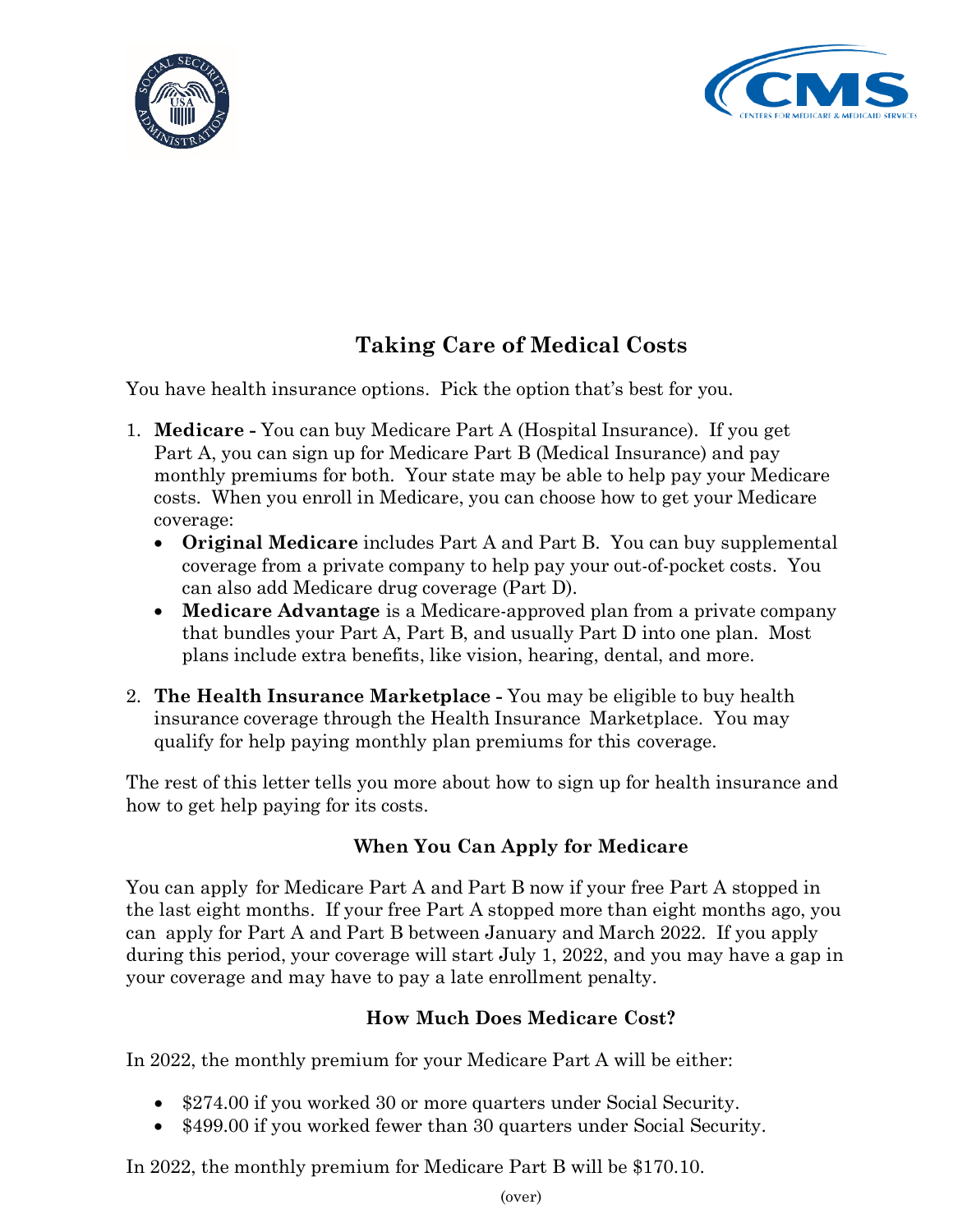# Taking Care of Medical Costs

You have health insurance options. Pick the option that's best for you.

1. **Medicare -** You can buy Medicare Part A (Hospital Insurance). If you get Part A, you can sign up for Medicare Part B (Medical Insurance) and pay monthly premiums for both. Your state may be able to help pay your Medicare costs. When you enroll in Medicare, you can choose how to get your Medicare coverage:
   - **Original Medicare** includes Part A and Part B. You can buy supplemental coverage from a private company to help pay your out-of-pocket costs. You can also add Medicare drug coverage (Part D).
   - **Medicare Advantage** is a Medicare-approved plan from a private company that bundles your Part A, Part B, and usually Part D into one plan. Most plans include extra benefits, like vision, hearing, dental, and more.

2. **The Health Insurance Marketplace -** You may be eligible to buy health insurance coverage through the Health Insurance Marketplace. You may qualify for help paying monthly plan premiums for this coverage.

The rest of this letter tells you more about how to sign up for health insurance and how to get help paying for its costs.

## When You Can Apply for Medicare

You can apply for Medicare Part A and Part B now if your free Part A stopped in the last eight months. If your free Part A stopped more than eight months ago, you can apply for Part A and Part B between January and March 2022. If you apply during this period, your coverage will start July 1, 2022, and you may have a gap in your coverage and may have to pay a late enrollment penalty.

## How Much Does Medicare Cost?

In 2022, the monthly premium for your Medicare Part A will be either:

- $274.00 if you worked 30 or more quarters under Social Security.
- $499.00 if you worked fewer than 30 quarters under Social Security.

In 2022, the monthly premium for Medicare Part B will be $170.10.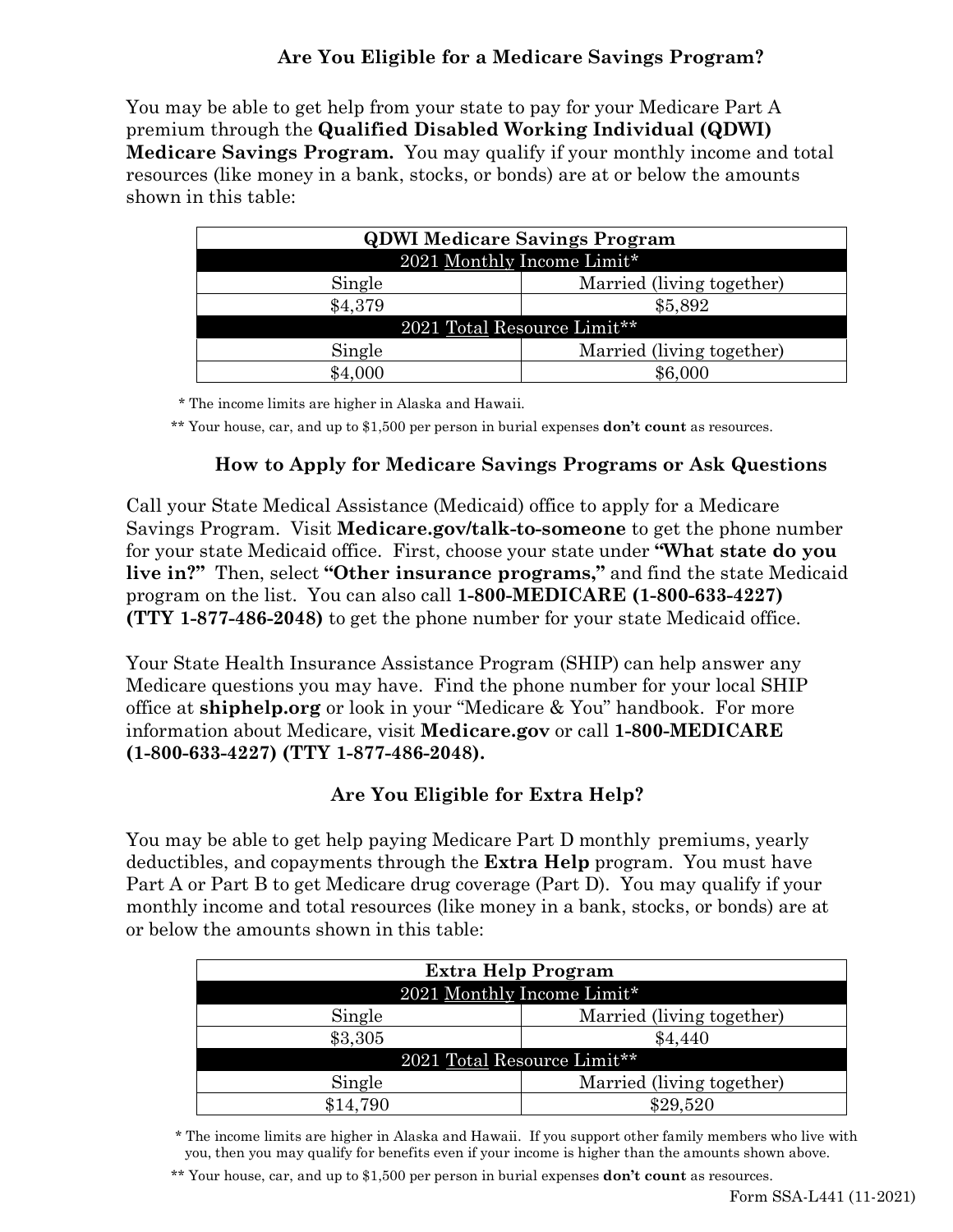## Are You Eligible for a Medicare Savings Program?

You may be able to get help from your state to pay for your Medicare Part A premium through the **Qualified Disabled Working Individual (QDWI) Medicare Savings Program.** You may qualify if your monthly income and total resources (like money in a bank, stocks, or bonds) are at or below the amounts shown in this table:

| **QDWI Medicare Savings Program** | |
|---|---|
| 2021 Monthly Income Limit* | |
| Single | Married (living together) |
| $4,379 | $5,892 |
| 2021 Total Resource Limit** | |
| Single | Married (living together) |
| $4,000 | $6,000 |

\* The income limits are higher in Alaska and Hawaii.

** Your house, car, and up to $1,500 per person in burial expenses **don't count** as resources.

## How to Apply for Medicare Savings Programs or Ask Questions

Call your State Medical Assistance (Medicaid) office to apply for a Medicare Savings Program. Visit **Medicare.gov/talk-to-someone** to get the phone number for your state Medicaid office. First, choose your state under **"What state do you live in?"** Then, select **"Other insurance programs,"** and find the state Medicaid program on the list. You can also call **1-800-MEDICARE (1-800-633-4227) (TTY 1-877-486-2048)** to get the phone number for your state Medicaid office.

Your State Health Insurance Assistance Program (SHIP) can help answer any Medicare questions you may have. Find the phone number for your local SHIP office at **shiphelp.org** or look in your "Medicare & You" handbook. For more information about Medicare, visit **Medicare.gov** or call **1-800-MEDICARE (1-800-633-4227) (TTY 1-877-486-2048).**

## Are You Eligible for Extra Help?

You may be able to get help paying Medicare Part D monthly premiums, yearly deductibles, and copayments through the **Extra Help** program. You must have Part A or Part B to get Medicare drug coverage (Part D). You may qualify if your monthly income and total resources (like money in a bank, stocks, or bonds) are at or below the amounts shown in this table:

| **Extra Help Program** | |
|---|---|
| 2021 Monthly Income Limit* | |
| Single | Married (living together) |
| $3,305 | $4,440 |
| 2021 Total Resource Limit** | |
| Single | Married (living together) |
| $14,790 | $29,520 |

\* The income limits are higher in Alaska and Hawaii. If you support other family members who live with you, then you may qualify for benefits even if your income is higher than the amounts shown above.

** Your house, car, and up to $1,500 per person in burial expenses **don't count** as resources.

Form SSA-L441 (11-2021)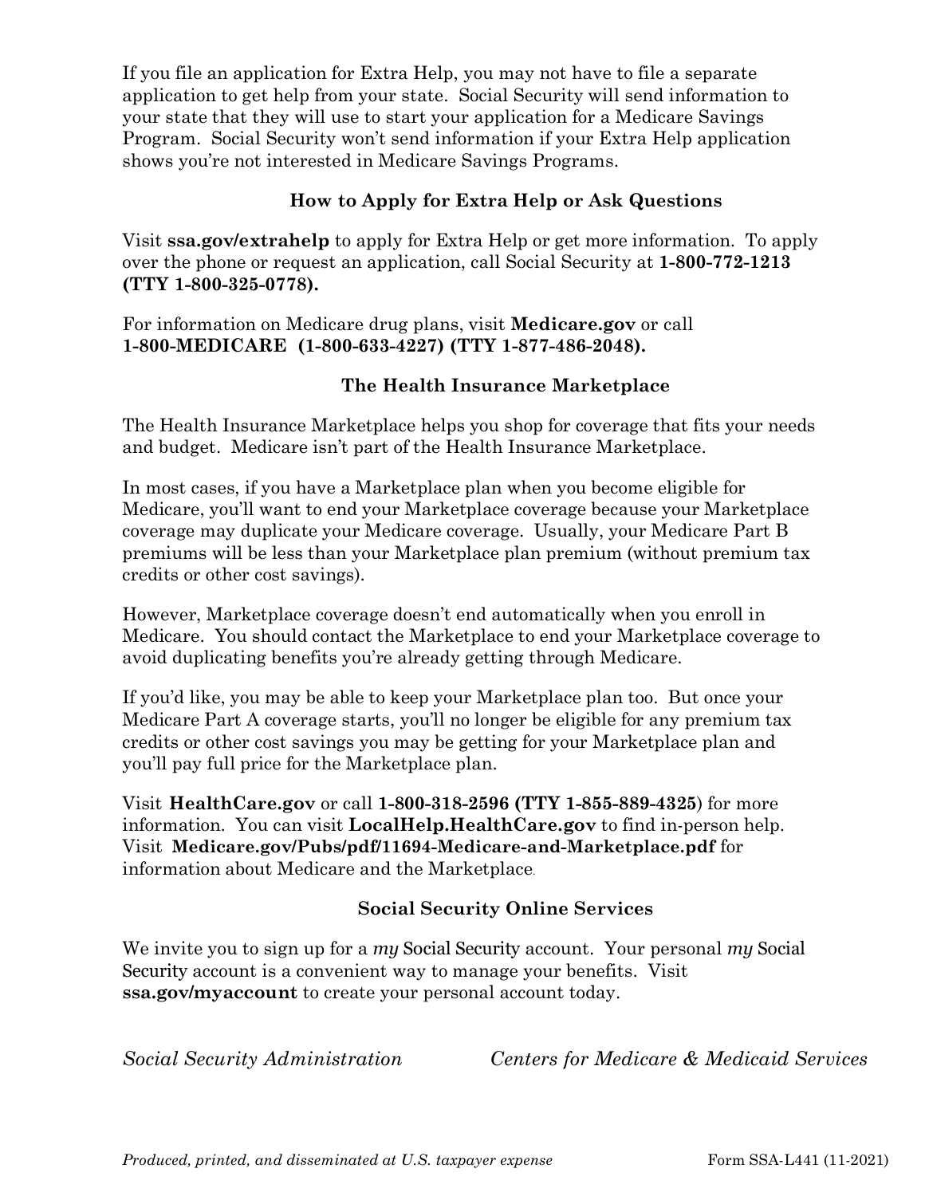If you file an application for Extra Help, you may not have to file a separate application to get help from your state. Social Security will send information to your state that they will use to start your application for a Medicare Savings Program. Social Security won't send information if your Extra Help application shows you're not interested in Medicare Savings Programs.

## How to Apply for Extra Help or Ask Questions

Visit **ssa.gov/extrahelp** to apply for Extra Help or get more information. To apply over the phone or request an application, call Social Security at **1-800-772-1213 (TTY 1-800-325-0778).**

For information on Medicare drug plans, visit **Medicare.gov** or call **1-800-MEDICARE (1-800-633-4227) (TTY 1-877-486-2048).**

## The Health Insurance Marketplace

The Health Insurance Marketplace helps you shop for coverage that fits your needs and budget. Medicare isn't part of the Health Insurance Marketplace.

In most cases, if you have a Marketplace plan when you become eligible for Medicare, you'll want to end your Marketplace coverage because your Marketplace coverage may duplicate your Medicare coverage. Usually, your Medicare Part B premiums will be less than your Marketplace plan premium (without premium tax credits or other cost savings).

However, Marketplace coverage doesn't end automatically when you enroll in Medicare. You should contact the Marketplace to end your Marketplace coverage to avoid duplicating benefits you're already getting through Medicare.

If you'd like, you may be able to keep your Marketplace plan too. But once your Medicare Part A coverage starts, you'll no longer be eligible for any premium tax credits or other cost savings you may be getting for your Marketplace plan and you'll pay full price for the Marketplace plan.

Visit **HealthCare.gov** or call **1-800-318-2596 (TTY 1-855-889-4325**) for more information. You can visit **LocalHelp.HealthCare.gov** to find in-person help. Visit **Medicare.gov/Pubs/pdf/11694-Medicare-and-Marketplace.pdf** for information about Medicare and the Marketplace.

## Social Security Online Services

We invite you to sign up for a *my* Social Security account. Your personal *my* Social Security account is a convenient way to manage your benefits. Visit **ssa.gov/myaccount** to create your personal account today.

*Social Security Administration* *Centers for Medicare & Medicaid Services*

*Produced, printed, and disseminated at U.S. taxpayer expense* Form SSA-L441 (11-2021)